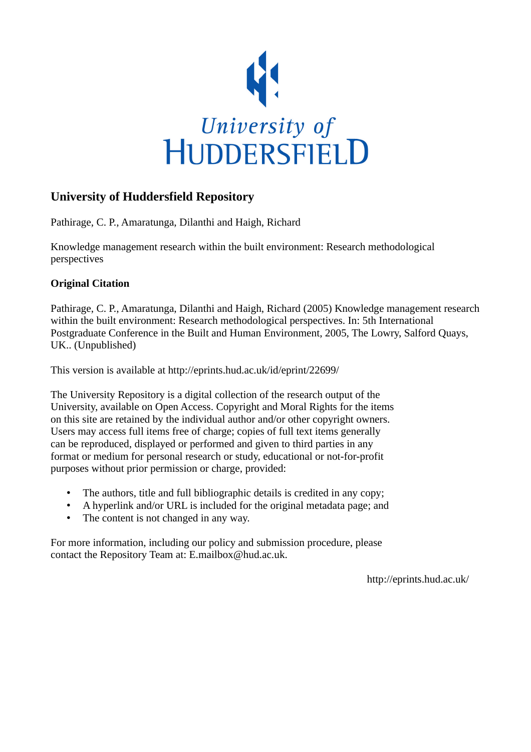University of HUDDERSFIELD

## University of Huddersfield Repository

Pathirage, C. P., Amaratunga, Dilanthi and Haigh, Richard

Knowledge management research within the built environment: Research methodological perspectives

### Original Citation

Pathirage, C. P., Amaratunga, Dilanthi and Haigh, Richard (2005) Knowledge management research within the built environment: Research methodological perspectives. In: 5th International Postgraduate Conference in the Built and Human Environment, 2005, The Lowry, Salford Quays, UK.. (Unpublished)

This version is available at http://eprints.hud.ac.uk/id/eprint/22699/

The University Repository is a digital collection of the research output of the University, available on Open Access. Copyright and Moral Rights for the items on this site are retained by the individual author and/or other copyright owners. Users may access full items free of charge; copies of full text items generally can be reproduced, displayed or performed and given to third parties in any format or medium for personal research or study, educational or not-for-profit purposes without prior permission or charge, provided:

- The authors, title and full bibliographic details is credited in any copy;
- A hyperlink and/or URL is included for the original metadata page; and
- The content is not changed in any way.

For more information, including our policy and submission procedure, please contact the Repository Team at: E.mailbox@hud.ac.uk.

http://eprints.hud.ac.uk/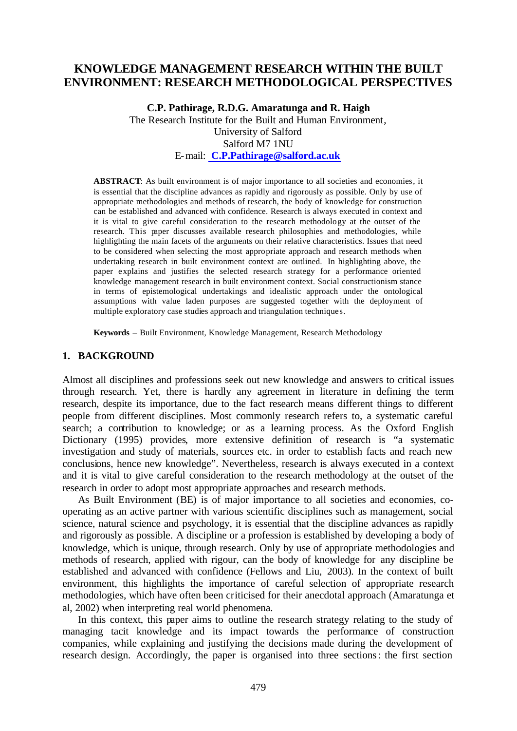# KNOWLEDGE MANAGEMENT RESEARCH WITHIN THE BUILT ENVIRONMENT: RESEARCH METHODOLOGICAL PERSPECTIVES

**C.P. Pathirage, R.D.G. Amaratunga and R. Haigh**

The Research Institute for the Built and Human Environment,
University of Salford
Salford M7 1NU
E-mail: **C.P.Pathirage@salford.ac.uk**

**ABSTRACT**: As built environment is of major importance to all societies and economies, it is essential that the discipline advances as rapidly and rigorously as possible. Only by use of appropriate methodologies and methods of research, the body of knowledge for construction can be established and advanced with confidence. Research is always executed in context and it is vital to give careful consideration to the research methodology at the outset of the research. This paper discusses available research philosophies and methodologies, while highlighting the main facets of the arguments on their relative characteristics. Issues that need to be considered when selecting the most appropriate approach and research methods when undertaking research in built environment context are outlined. In highlighting above, the paper explains and justifies the selected research strategy for a performance oriented knowledge management research in built environment context. Social constructionism stance in terms of epistemological undertakings and idealistic approach under the ontological assumptions with value laden purposes are suggested together with the deployment of multiple exploratory case studies approach and triangulation techniques.

**Keywords** – Built Environment, Knowledge Management, Research Methodology

## 1. BACKGROUND

Almost all disciplines and professions seek out new knowledge and answers to critical issues through research. Yet, there is hardly any agreement in literature in defining the term research, despite its importance, due to the fact research means different things to different people from different disciplines. Most commonly research refers to, a systematic careful search; a contribution to knowledge; or as a learning process. As the Oxford English Dictionary (1995) provides, more extensive definition of research is "a systematic investigation and study of materials, sources etc. in order to establish facts and reach new conclusions, hence new knowledge". Nevertheless, research is always executed in a context and it is vital to give careful consideration to the research methodology at the outset of the research in order to adopt most appropriate approaches and research methods.

As Built Environment (BE) is of major importance to all societies and economies, co-operating as an active partner with various scientific disciplines such as management, social science, natural science and psychology, it is essential that the discipline advances as rapidly and rigorously as possible. A discipline or a profession is established by developing a body of knowledge, which is unique, through research. Only by use of appropriate methodologies and methods of research, applied with rigour, can the body of knowledge for any discipline be established and advanced with confidence (Fellows and Liu, 2003). In the context of built environment, this highlights the importance of careful selection of appropriate research methodologies, which have often been criticised for their anecdotal approach (Amaratunga et al, 2002) when interpreting real world phenomena.

In this context, this paper aims to outline the research strategy relating to the study of managing tacit knowledge and its impact towards the performance of construction companies, while explaining and justifying the decisions made during the development of research design. Accordingly, the paper is organised into three sections: the first section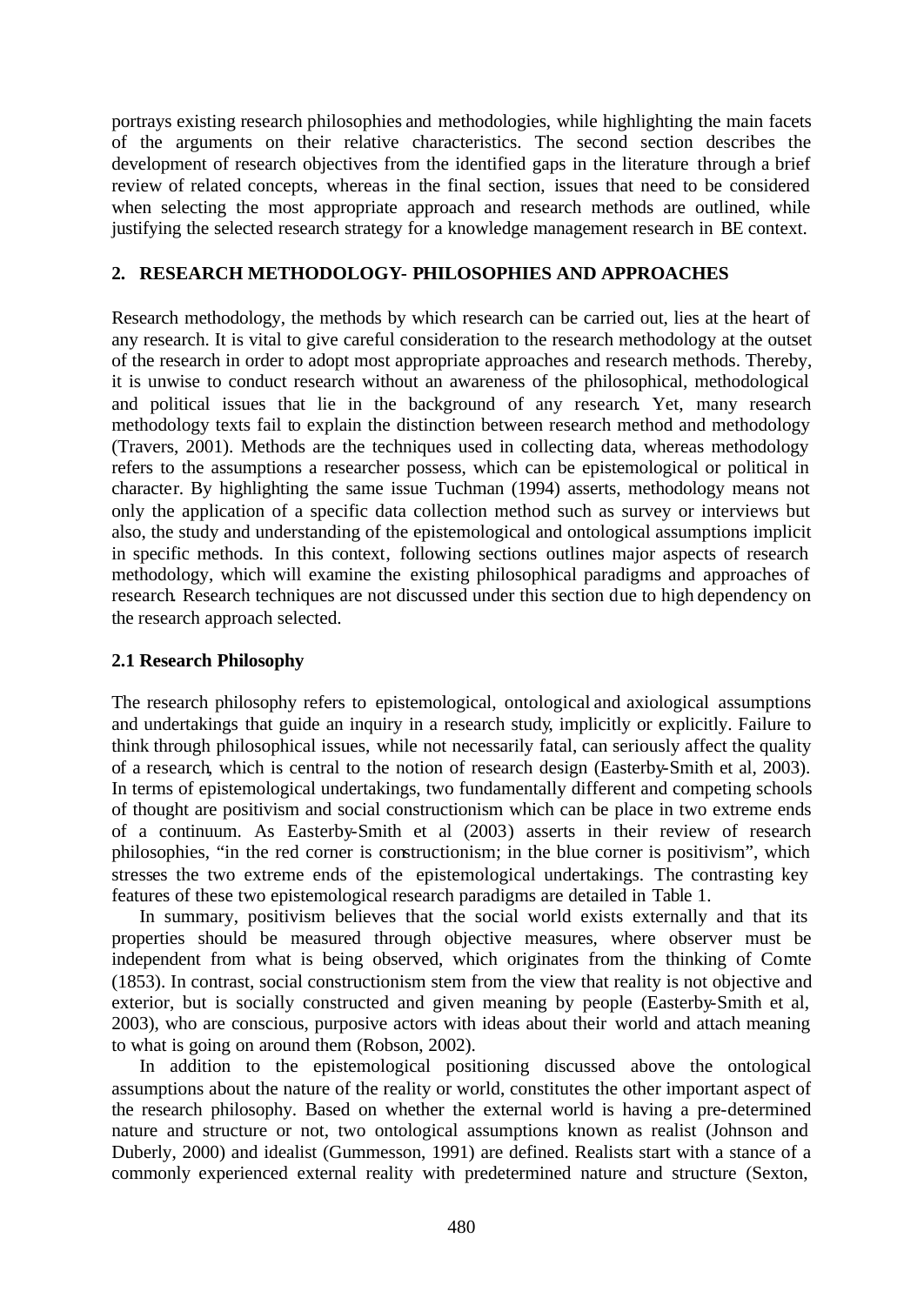portrays existing research philosophies and methodologies, while highlighting the main facets of the arguments on their relative characteristics. The second section describes the development of research objectives from the identified gaps in the literature through a brief review of related concepts, whereas in the final section, issues that need to be considered when selecting the most appropriate approach and research methods are outlined, while justifying the selected research strategy for a knowledge management research in BE context.

## 2. RESEARCH METHODOLOGY- PHILOSOPHIES AND APPROACHES

Research methodology, the methods by which research can be carried out, lies at the heart of any research. It is vital to give careful consideration to the research methodology at the outset of the research in order to adopt most appropriate approaches and research methods. Thereby, it is unwise to conduct research without an awareness of the philosophical, methodological and political issues that lie in the background of any research. Yet, many research methodology texts fail to explain the distinction between research method and methodology (Travers, 2001). Methods are the techniques used in collecting data, whereas methodology refers to the assumptions a researcher possess, which can be epistemological or political in character. By highlighting the same issue Tuchman (1994) asserts, methodology means not only the application of a specific data collection method such as survey or interviews but also, the study and understanding of the epistemological and ontological assumptions implicit in specific methods. In this context, following sections outlines major aspects of research methodology, which will examine the existing philosophical paradigms and approaches of research. Research techniques are not discussed under this section due to high dependency on the research approach selected.

### 2.1 Research Philosophy

The research philosophy refers to epistemological, ontological and axiological assumptions and undertakings that guide an inquiry in a research study, implicitly or explicitly. Failure to think through philosophical issues, while not necessarily fatal, can seriously affect the quality of a research, which is central to the notion of research design (Easterby-Smith et al, 2003). In terms of epistemological undertakings, two fundamentally different and competing schools of thought are positivism and social constructionism which can be place in two extreme ends of a continuum. As Easterby-Smith et al (2003) asserts in their review of research philosophies, "in the red corner is constructionism; in the blue corner is positivism", which stresses the two extreme ends of the epistemological undertakings. The contrasting key features of these two epistemological research paradigms are detailed in Table 1.

In summary, positivism believes that the social world exists externally and that its properties should be measured through objective measures, where observer must be independent from what is being observed, which originates from the thinking of Comte (1853). In contrast, social constructionism stem from the view that reality is not objective and exterior, but is socially constructed and given meaning by people (Easterby-Smith et al, 2003), who are conscious, purposive actors with ideas about their world and attach meaning to what is going on around them (Robson, 2002).

In addition to the epistemological positioning discussed above the ontological assumptions about the nature of the reality or world, constitutes the other important aspect of the research philosophy. Based on whether the external world is having a pre-determined nature and structure or not, two ontological assumptions known as realist (Johnson and Duberly, 2000) and idealist (Gummesson, 1991) are defined. Realists start with a stance of a commonly experienced external reality with predetermined nature and structure (Sexton,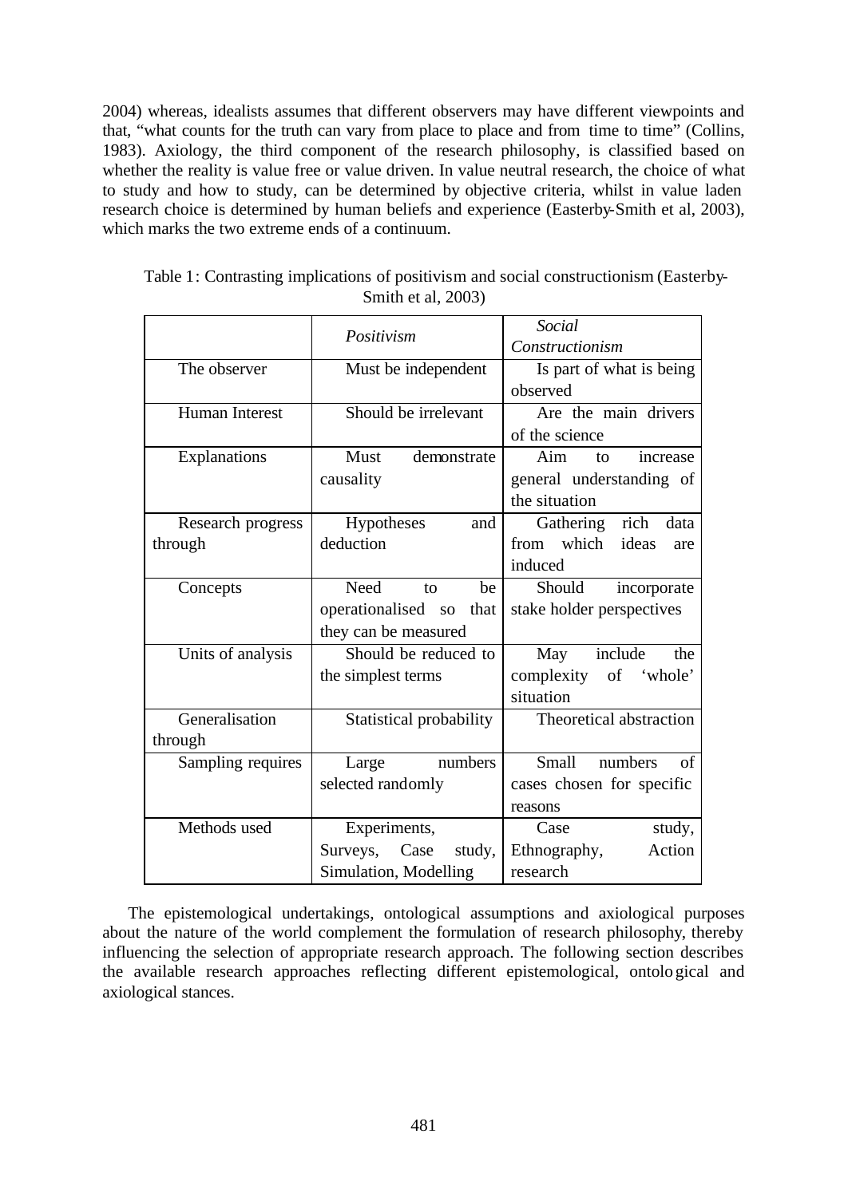2004) whereas, idealists assumes that different observers may have different viewpoints and that, "what counts for the truth can vary from place to place and from time to time" (Collins, 1983). Axiology, the third component of the research philosophy, is classified based on whether the reality is value free or value driven. In value neutral research, the choice of what to study and how to study, can be determined by objective criteria, whilst in value laden research choice is determined by human beliefs and experience (Easterby-Smith et al, 2003), which marks the two extreme ends of a continuum.

Table 1: Contrasting implications of positivism and social constructionism (Easterby-Smith et al, 2003)

| | *Positivism* | *Social Constructionism* |
|---|---|---|
| The observer | Must be independent | Is part of what is being observed |
| Human Interest | Should be irrelevant | Are the main drivers of the science |
| Explanations | Must demonstrate causality | Aim to increase general understanding of the situation |
| Research progress through | Hypotheses and deduction | Gathering rich data from which ideas are induced |
| Concepts | Need to be operationalised so that they can be measured | Should incorporate stake holder perspectives |
| Units of analysis | Should be reduced to the simplest terms | May include the complexity of 'whole' situation |
| Generalisation through | Statistical probability | Theoretical abstraction |
| Sampling requires | Large numbers selected randomly | Small numbers of cases chosen for specific reasons |
| Methods used | Experiments, Surveys, Case study, Simulation, Modelling | Case study, Ethnography, Action research |

The epistemological undertakings, ontological assumptions and axiological purposes about the nature of the world complement the formulation of research philosophy, thereby influencing the selection of appropriate research approach. The following section describes the available research approaches reflecting different epistemological, ontological and axiological stances.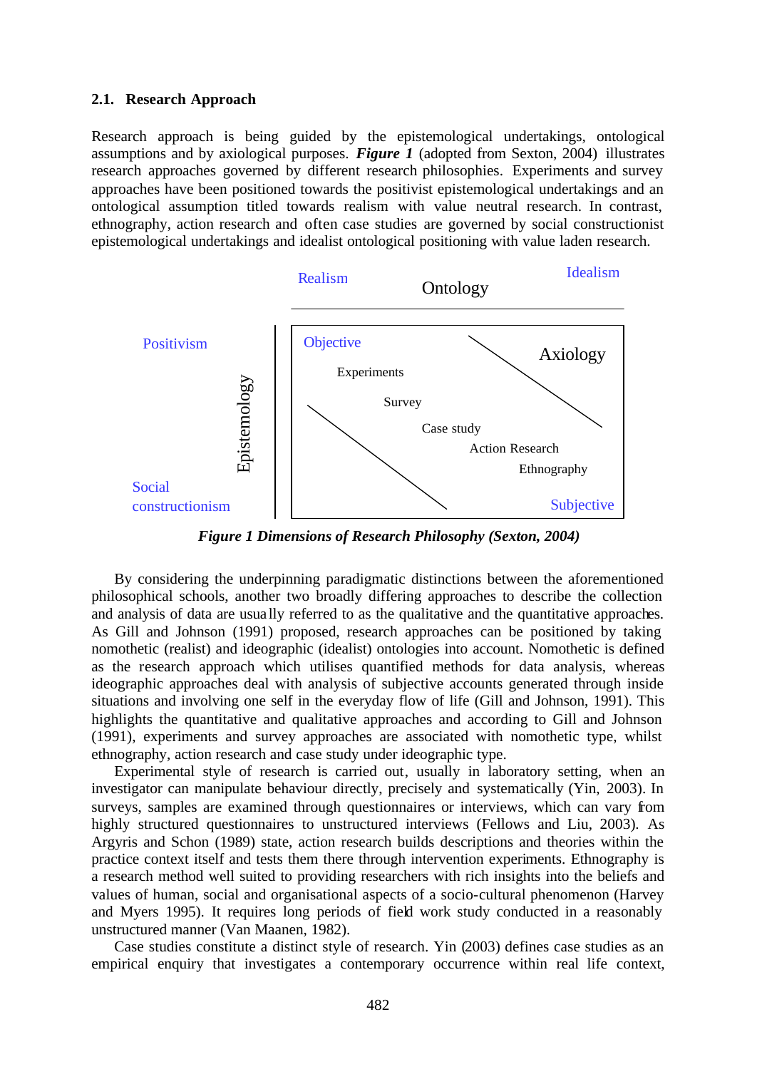## 2.1. Research Approach

Research approach is being guided by the epistemological undertakings, ontological assumptions and by axiological purposes. ***Figure 1*** (adopted from Sexton, 2004) illustrates research approaches governed by different research philosophies. Experiments and survey approaches have been positioned towards the positivist epistemological undertakings and an ontological assumption titled towards realism with value neutral research. In contrast, ethnography, action research and often case studies are governed by social constructionist epistemological undertakings and idealist ontological positioning with value laden research.

Realism — Ontology — Idealism

Positivism — Epistemology — Social constructionism

Objective — Axiology — Subjective

Experiments
Survey
Case study
Action Research
Ethnography

***Figure 1 Dimensions of Research Philosophy (Sexton, 2004)***

By considering the underpinning paradigmatic distinctions between the aforementioned philosophical schools, another two broadly differing approaches to describe the collection and analysis of data are usually referred to as the qualitative and the quantitative approaches. As Gill and Johnson (1991) proposed, research approaches can be positioned by taking nomothetic (realist) and ideographic (idealist) ontologies into account. Nomothetic is defined as the research approach which utilises quantified methods for data analysis, whereas ideographic approaches deal with analysis of subjective accounts generated through inside situations and involving one self in the everyday flow of life (Gill and Johnson, 1991). This highlights the quantitative and qualitative approaches and according to Gill and Johnson (1991), experiments and survey approaches are associated with nomothetic type, whilst ethnography, action research and case study under ideographic type.

Experimental style of research is carried out, usually in laboratory setting, when an investigator can manipulate behaviour directly, precisely and systematically (Yin, 2003). In surveys, samples are examined through questionnaires or interviews, which can vary from highly structured questionnaires to unstructured interviews (Fellows and Liu, 2003). As Argyris and Schon (1989) state, action research builds descriptions and theories within the practice context itself and tests them there through intervention experiments. Ethnography is a research method well suited to providing researchers with rich insights into the beliefs and values of human, social and organisational aspects of a socio-cultural phenomenon (Harvey and Myers 1995). It requires long periods of field work study conducted in a reasonably unstructured manner (Van Maanen, 1982).

Case studies constitute a distinct style of research. Yin (2003) defines case studies as an empirical enquiry that investigates a contemporary occurrence within real life context,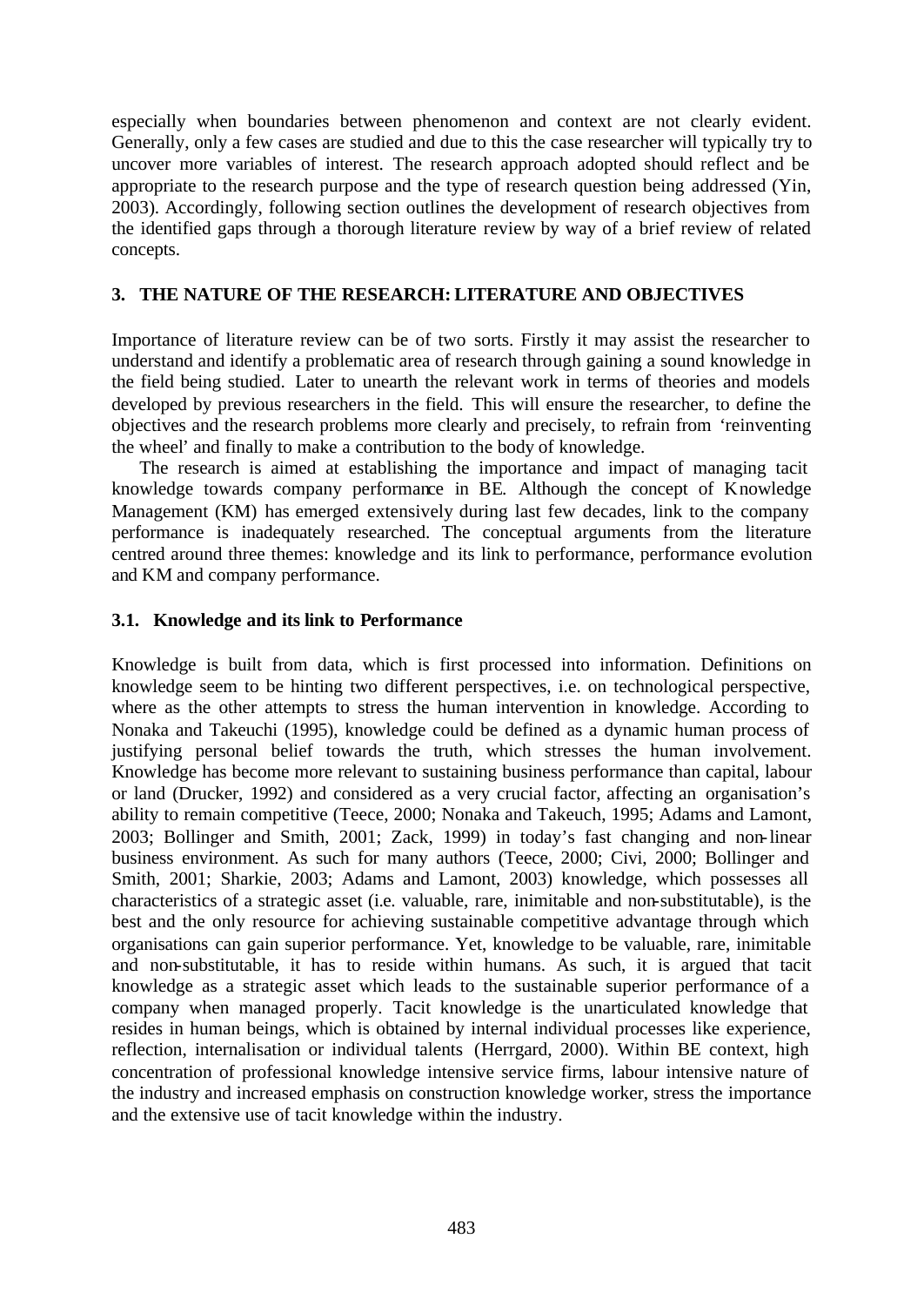especially when boundaries between phenomenon and context are not clearly evident. Generally, only a few cases are studied and due to this the case researcher will typically try to uncover more variables of interest. The research approach adopted should reflect and be appropriate to the research purpose and the type of research question being addressed (Yin, 2003). Accordingly, following section outlines the development of research objectives from the identified gaps through a thorough literature review by way of a brief review of related concepts.

## 3. THE NATURE OF THE RESEARCH: LITERATURE AND OBJECTIVES

Importance of literature review can be of two sorts. Firstly it may assist the researcher to understand and identify a problematic area of research through gaining a sound knowledge in the field being studied. Later to unearth the relevant work in terms of theories and models developed by previous researchers in the field. This will ensure the researcher, to define the objectives and the research problems more clearly and precisely, to refrain from 'reinventing the wheel' and finally to make a contribution to the body of knowledge.

The research is aimed at establishing the importance and impact of managing tacit knowledge towards company performance in BE. Although the concept of Knowledge Management (KM) has emerged extensively during last few decades, link to the company performance is inadequately researched. The conceptual arguments from the literature centred around three themes: knowledge and its link to performance, performance evolution and KM and company performance.

### 3.1. Knowledge and its link to Performance

Knowledge is built from data, which is first processed into information. Definitions on knowledge seem to be hinting two different perspectives, i.e. on technological perspective, where as the other attempts to stress the human intervention in knowledge. According to Nonaka and Takeuchi (1995), knowledge could be defined as a dynamic human process of justifying personal belief towards the truth, which stresses the human involvement. Knowledge has become more relevant to sustaining business performance than capital, labour or land (Drucker, 1992) and considered as a very crucial factor, affecting an organisation's ability to remain competitive (Teece, 2000; Nonaka and Takeuch, 1995; Adams and Lamont, 2003; Bollinger and Smith, 2001; Zack, 1999) in today's fast changing and non-linear business environment. As such for many authors (Teece, 2000; Civi, 2000; Bollinger and Smith, 2001; Sharkie, 2003; Adams and Lamont, 2003) knowledge, which possesses all characteristics of a strategic asset (i.e. valuable, rare, inimitable and non-substitutable), is the best and the only resource for achieving sustainable competitive advantage through which organisations can gain superior performance. Yet, knowledge to be valuable, rare, inimitable and non-substitutable, it has to reside within humans. As such, it is argued that tacit knowledge as a strategic asset which leads to the sustainable superior performance of a company when managed properly. Tacit knowledge is the unarticulated knowledge that resides in human beings, which is obtained by internal individual processes like experience, reflection, internalisation or individual talents (Herrgard, 2000). Within BE context, high concentration of professional knowledge intensive service firms, labour intensive nature of the industry and increased emphasis on construction knowledge worker, stress the importance and the extensive use of tacit knowledge within the industry.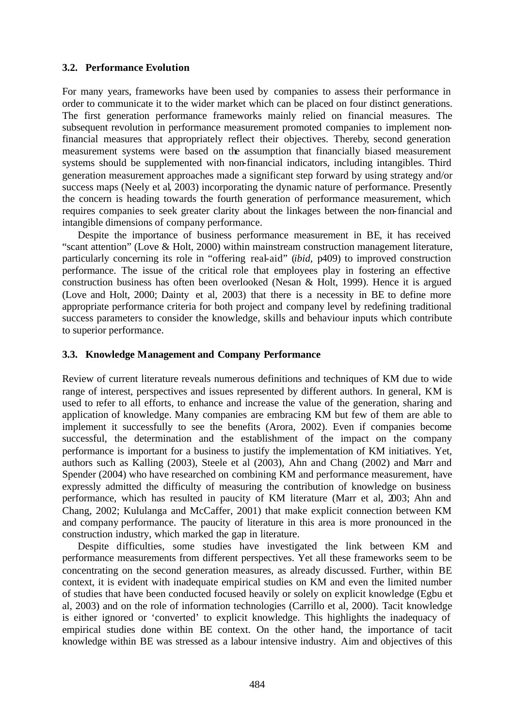### 3.2. Performance Evolution

For many years, frameworks have been used by companies to assess their performance in order to communicate it to the wider market which can be placed on four distinct generations. The first generation performance frameworks mainly relied on financial measures. The subsequent revolution in performance measurement promoted companies to implement non-financial measures that appropriately reflect their objectives. Thereby, second generation measurement systems were based on the assumption that financially biased measurement systems should be supplemented with non-financial indicators, including intangibles. Third generation measurement approaches made a significant step forward by using strategy and/or success maps (Neely et al, 2003) incorporating the dynamic nature of performance. Presently the concern is heading towards the fourth generation of performance measurement, which requires companies to seek greater clarity about the linkages between the non-financial and intangible dimensions of company performance.

Despite the importance of business performance measurement in BE, it has received "scant attention" (Love & Holt, 2000) within mainstream construction management literature, particularly concerning its role in "offering real-aid" (*ibid*, p409) to improved construction performance. The issue of the critical role that employees play in fostering an effective construction business has often been overlooked (Nesan & Holt, 1999). Hence it is argued (Love and Holt, 2000; Dainty et al, 2003) that there is a necessity in BE to define more appropriate performance criteria for both project and company level by redefining traditional success parameters to consider the knowledge, skills and behaviour inputs which contribute to superior performance.

### 3.3. Knowledge Management and Company Performance

Review of current literature reveals numerous definitions and techniques of KM due to wide range of interest, perspectives and issues represented by different authors. In general, KM is used to refer to all efforts, to enhance and increase the value of the generation, sharing and application of knowledge. Many companies are embracing KM but few of them are able to implement it successfully to see the benefits (Arora, 2002). Even if companies become successful, the determination and the establishment of the impact on the company performance is important for a business to justify the implementation of KM initiatives. Yet, authors such as Kalling (2003), Steele et al (2003), Ahn and Chang (2002) and Marr and Spender (2004) who have researched on combining KM and performance measurement, have expressly admitted the difficulty of measuring the contribution of knowledge on business performance, which has resulted in paucity of KM literature (Marr et al, 2003; Ahn and Chang, 2002; Kululanga and McCaffer, 2001) that make explicit connection between KM and company performance. The paucity of literature in this area is more pronounced in the construction industry, which marked the gap in literature.

Despite difficulties, some studies have investigated the link between KM and performance measurements from different perspectives. Yet all these frameworks seem to be concentrating on the second generation measures, as already discussed. Further, within BE context, it is evident with inadequate empirical studies on KM and even the limited number of studies that have been conducted focused heavily or solely on explicit knowledge (Egbu et al, 2003) and on the role of information technologies (Carrillo et al, 2000). Tacit knowledge is either ignored or 'converted' to explicit knowledge. This highlights the inadequacy of empirical studies done within BE context. On the other hand, the importance of tacit knowledge within BE was stressed as a labour intensive industry. Aim and objectives of this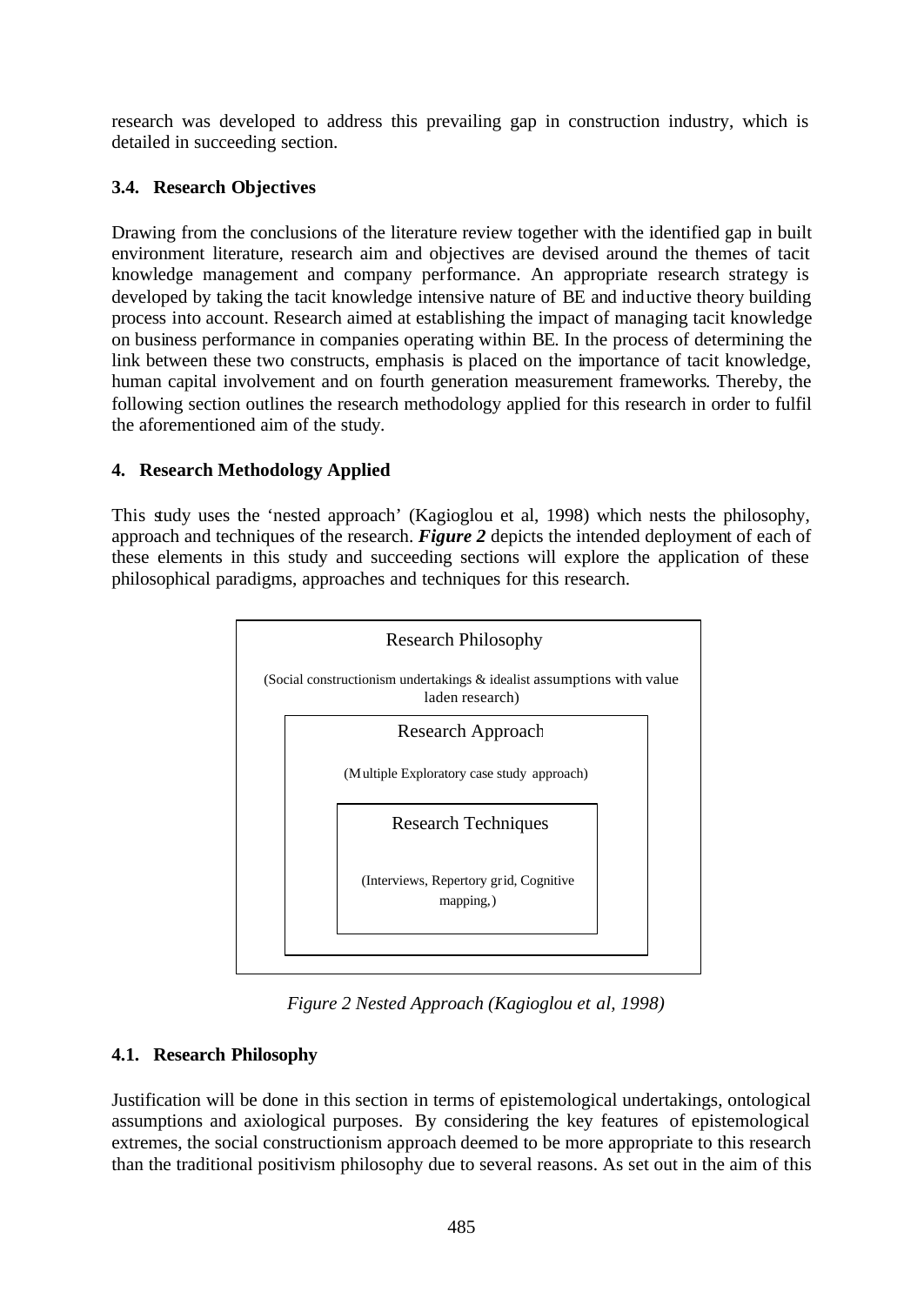research was developed to address this prevailing gap in construction industry, which is detailed in succeeding section.

### 3.4. Research Objectives

Drawing from the conclusions of the literature review together with the identified gap in built environment literature, research aim and objectives are devised around the themes of tacit knowledge management and company performance. An appropriate research strategy is developed by taking the tacit knowledge intensive nature of BE and inductive theory building process into account. Research aimed at establishing the impact of managing tacit knowledge on business performance in companies operating within BE. In the process of determining the link between these two constructs, emphasis is placed on the importance of tacit knowledge, human capital involvement and on fourth generation measurement frameworks. Thereby, the following section outlines the research methodology applied for this research in order to fulfil the aforementioned aim of the study.

## 4. Research Methodology Applied

This study uses the 'nested approach' (Kagioglou et al, 1998) which nests the philosophy, approach and techniques of the research. ***Figure 2*** depicts the intended deployment of each of these elements in this study and succeeding sections will explore the application of these philosophical paradigms, approaches and techniques for this research.

Research Philosophy

(Social constructionism undertakings & idealist assumptions with value laden research)

Research Approach

(Multiple Exploratory case study approach)

Research Techniques

(Interviews, Repertory grid, Cognitive mapping,)

*Figure 2 Nested Approach (Kagioglou et al, 1998)*

### 4.1. Research Philosophy

Justification will be done in this section in terms of epistemological undertakings, ontological assumptions and axiological purposes. By considering the key features of epistemological extremes, the social constructionism approach deemed to be more appropriate to this research than the traditional positivism philosophy due to several reasons. As set out in the aim of this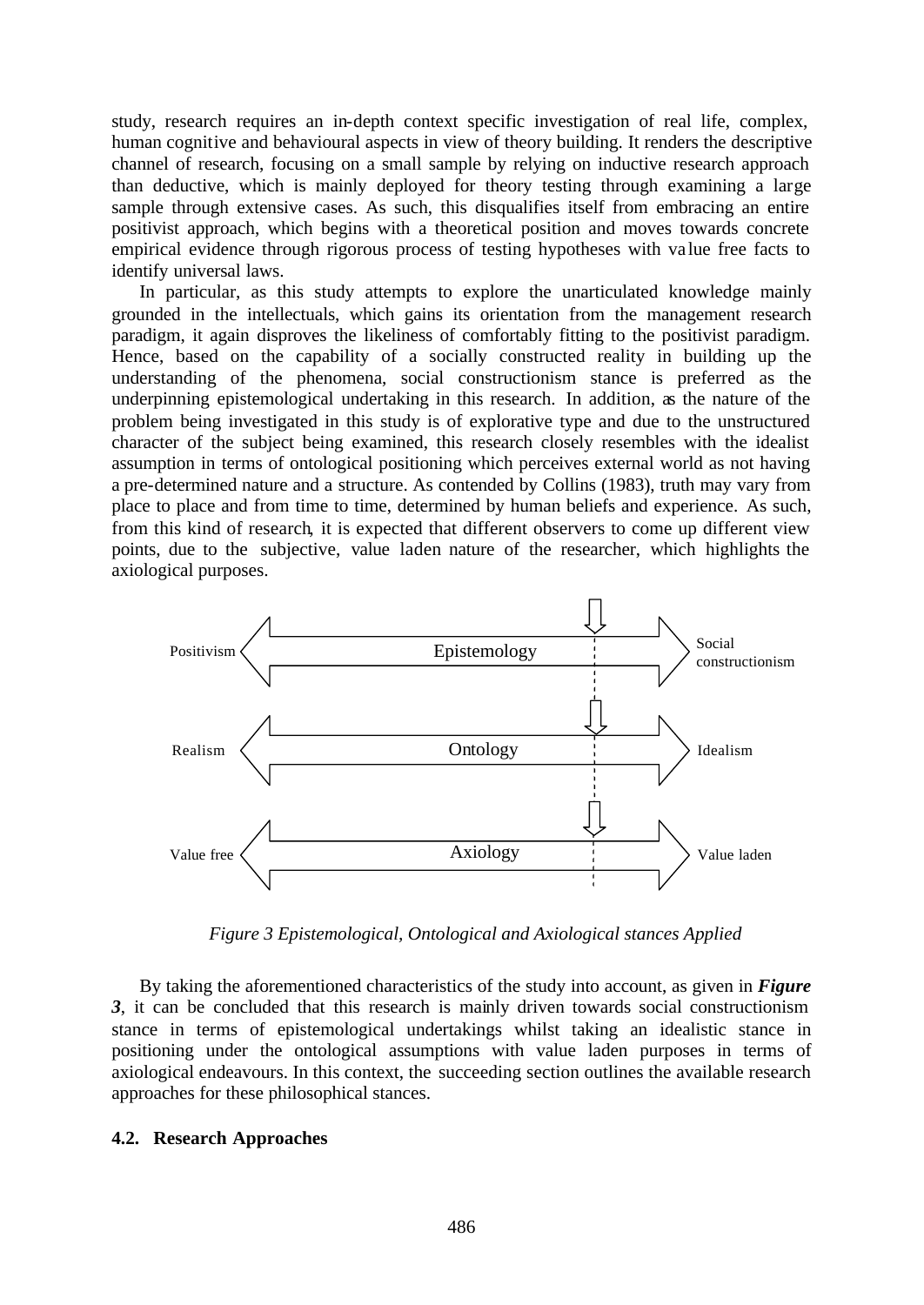study, research requires an in-depth context specific investigation of real life, complex, human cognitive and behavioural aspects in view of theory building. It renders the descriptive channel of research, focusing on a small sample by relying on inductive research approach than deductive, which is mainly deployed for theory testing through examining a large sample through extensive cases. As such, this disqualifies itself from embracing an entire positivist approach, which begins with a theoretical position and moves towards concrete empirical evidence through rigorous process of testing hypotheses with value free facts to identify universal laws.

In particular, as this study attempts to explore the unarticulated knowledge mainly grounded in the intellectuals, which gains its orientation from the management research paradigm, it again disproves the likeliness of comfortably fitting to the positivist paradigm. Hence, based on the capability of a socially constructed reality in building up the understanding of the phenomena, social constructionism stance is preferred as the underpinning epistemological undertaking in this research. In addition, as the nature of the problem being investigated in this study is of explorative type and due to the unstructured character of the subject being examined, this research closely resembles with the idealist assumption in terms of ontological positioning which perceives external world as not having a pre-determined nature and a structure. As contended by Collins (1983), truth may vary from place to place and from time to time, determined by human beliefs and experience. As such, from this kind of research, it is expected that different observers to come up different view points, due to the subjective, value laden nature of the researcher, which highlights the axiological purposes.

Positivism — Epistemology — Social constructionism

Realism — Ontology — Idealism

Value free — Axiology — Value laden

*Figure 3 Epistemological, Ontological and Axiological stances Applied*

By taking the aforementioned characteristics of the study into account, as given in ***Figure 3***, it can be concluded that this research is mainly driven towards social constructionism stance in terms of epistemological undertakings whilst taking an idealistic stance in positioning under the ontological assumptions with value laden purposes in terms of axiological endeavours. In this context, the succeeding section outlines the available research approaches for these philosophical stances.

### 4.2. Research Approaches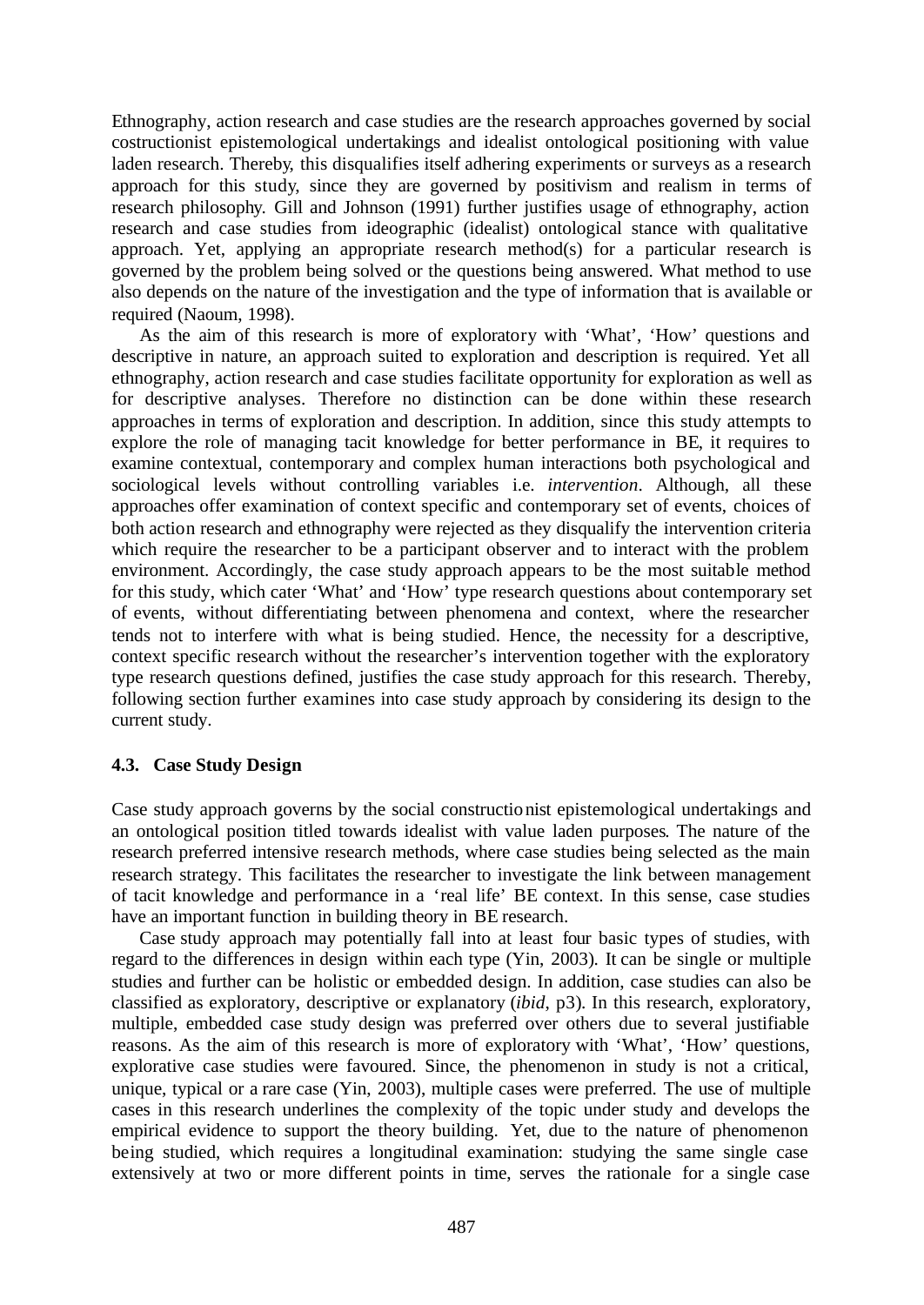Ethnography, action research and case studies are the research approaches governed by social costructionist epistemological undertakings and idealist ontological positioning with value laden research. Thereby, this disqualifies itself adhering experiments or surveys as a research approach for this study, since they are governed by positivism and realism in terms of research philosophy. Gill and Johnson (1991) further justifies usage of ethnography, action research and case studies from ideographic (idealist) ontological stance with qualitative approach. Yet, applying an appropriate research method(s) for a particular research is governed by the problem being solved or the questions being answered. What method to use also depends on the nature of the investigation and the type of information that is available or required (Naoum, 1998).

As the aim of this research is more of exploratory with 'What', 'How' questions and descriptive in nature, an approach suited to exploration and description is required. Yet all ethnography, action research and case studies facilitate opportunity for exploration as well as for descriptive analyses. Therefore no distinction can be done within these research approaches in terms of exploration and description. In addition, since this study attempts to explore the role of managing tacit knowledge for better performance in BE, it requires to examine contextual, contemporary and complex human interactions both psychological and sociological levels without controlling variables i.e. *intervention*. Although, all these approaches offer examination of context specific and contemporary set of events, choices of both action research and ethnography were rejected as they disqualify the intervention criteria which require the researcher to be a participant observer and to interact with the problem environment. Accordingly, the case study approach appears to be the most suitable method for this study, which cater 'What' and 'How' type research questions about contemporary set of events, without differentiating between phenomena and context, where the researcher tends not to interfere with what is being studied. Hence, the necessity for a descriptive, context specific research without the researcher's intervention together with the exploratory type research questions defined, justifies the case study approach for this research. Thereby, following section further examines into case study approach by considering its design to the current study.

### 4.3. Case Study Design

Case study approach governs by the social constructionist epistemological undertakings and an ontological position titled towards idealist with value laden purposes. The nature of the research preferred intensive research methods, where case studies being selected as the main research strategy. This facilitates the researcher to investigate the link between management of tacit knowledge and performance in a 'real life' BE context. In this sense, case studies have an important function in building theory in BE research.

Case study approach may potentially fall into at least four basic types of studies, with regard to the differences in design within each type (Yin, 2003). It can be single or multiple studies and further can be holistic or embedded design. In addition, case studies can also be classified as exploratory, descriptive or explanatory (*ibid*, p3). In this research, exploratory, multiple, embedded case study design was preferred over others due to several justifiable reasons. As the aim of this research is more of exploratory with 'What', 'How' questions, explorative case studies were favoured. Since, the phenomenon in study is not a critical, unique, typical or a rare case (Yin, 2003), multiple cases were preferred. The use of multiple cases in this research underlines the complexity of the topic under study and develops the empirical evidence to support the theory building. Yet, due to the nature of phenomenon being studied, which requires a longitudinal examination: studying the same single case extensively at two or more different points in time, serves the rationale for a single case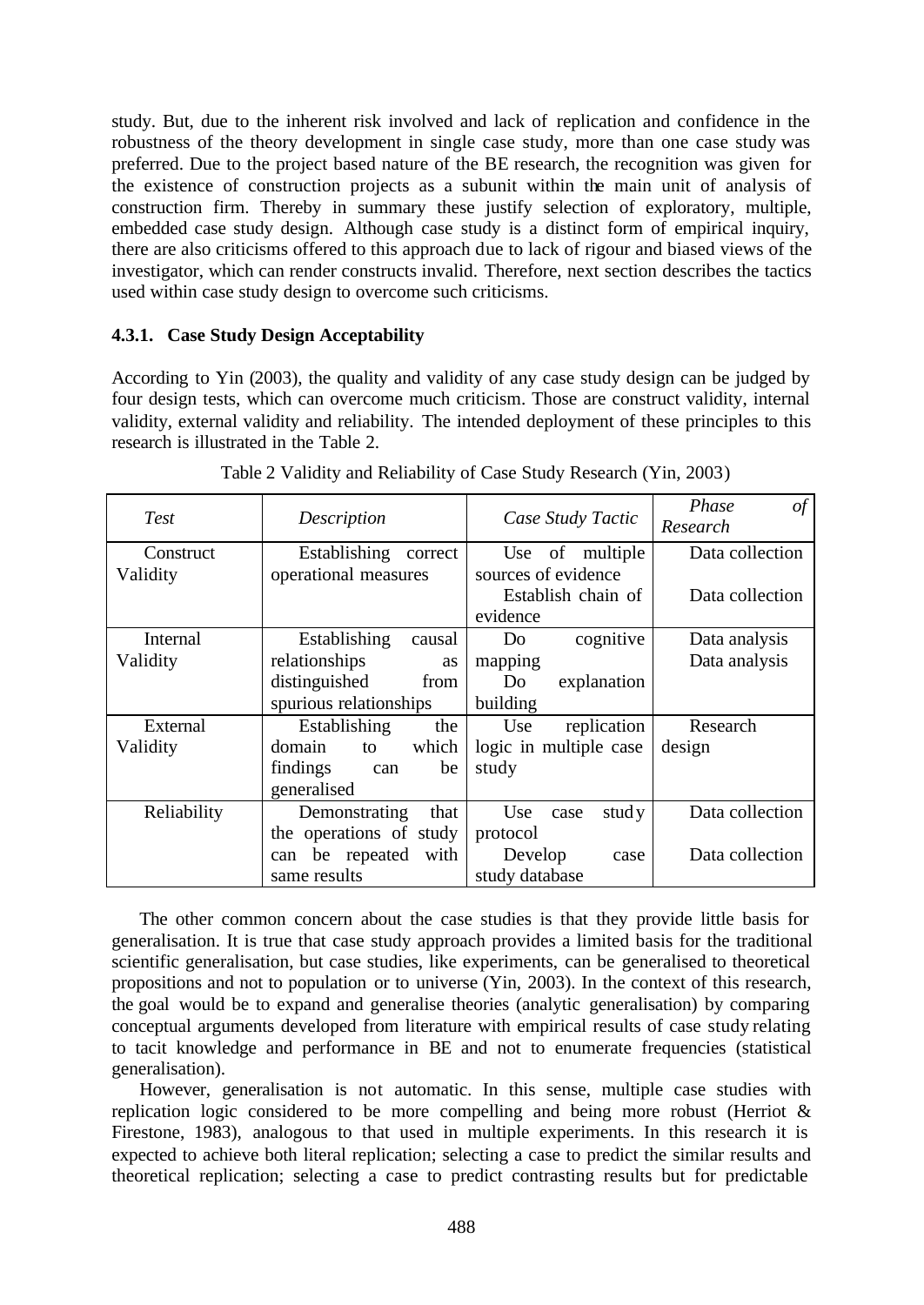study. But, due to the inherent risk involved and lack of replication and confidence in the robustness of the theory development in single case study, more than one case study was preferred. Due to the project based nature of the BE research, the recognition was given for the existence of construction projects as a subunit within the main unit of analysis of construction firm. Thereby in summary these justify selection of exploratory, multiple, embedded case study design. Although case study is a distinct form of empirical inquiry, there are also criticisms offered to this approach due to lack of rigour and biased views of the investigator, which can render constructs invalid. Therefore, next section describes the tactics used within case study design to overcome such criticisms.

### 4.3.1. Case Study Design Acceptability

According to Yin (2003), the quality and validity of any case study design can be judged by four design tests, which can overcome much criticism. Those are construct validity, internal validity, external validity and reliability. The intended deployment of these principles to this research is illustrated in the Table 2.

Table 2 Validity and Reliability of Case Study Research (Yin, 2003)

| *Test* | *Description* | *Case Study Tactic* | *Phase of Research* |
|---|---|---|---|
| Construct Validity | Establishing correct operational measures | Use of multiple sources of evidence | Data collection |
| | | Establish chain of evidence | Data collection |
| Internal Validity | Establishing causal relationships as distinguished from spurious relationships | Do cognitive mapping | Data analysis |
| | | Do explanation building | Data analysis |
| External Validity | Establishing the domain to which findings can be generalised | Use replication logic in multiple case study | Research design |
| Reliability | Demonstrating that the operations of study can be repeated with same results | Use case study protocol | Data collection |
| | | Develop case study database | Data collection |

The other common concern about the case studies is that they provide little basis for generalisation. It is true that case study approach provides a limited basis for the traditional scientific generalisation, but case studies, like experiments, can be generalised to theoretical propositions and not to population or to universe (Yin, 2003). In the context of this research, the goal would be to expand and generalise theories (analytic generalisation) by comparing conceptual arguments developed from literature with empirical results of case study relating to tacit knowledge and performance in BE and not to enumerate frequencies (statistical generalisation).

However, generalisation is not automatic. In this sense, multiple case studies with replication logic considered to be more compelling and being more robust (Herriot & Firestone, 1983), analogous to that used in multiple experiments. In this research it is expected to achieve both literal replication; selecting a case to predict the similar results and theoretical replication; selecting a case to predict contrasting results but for predictable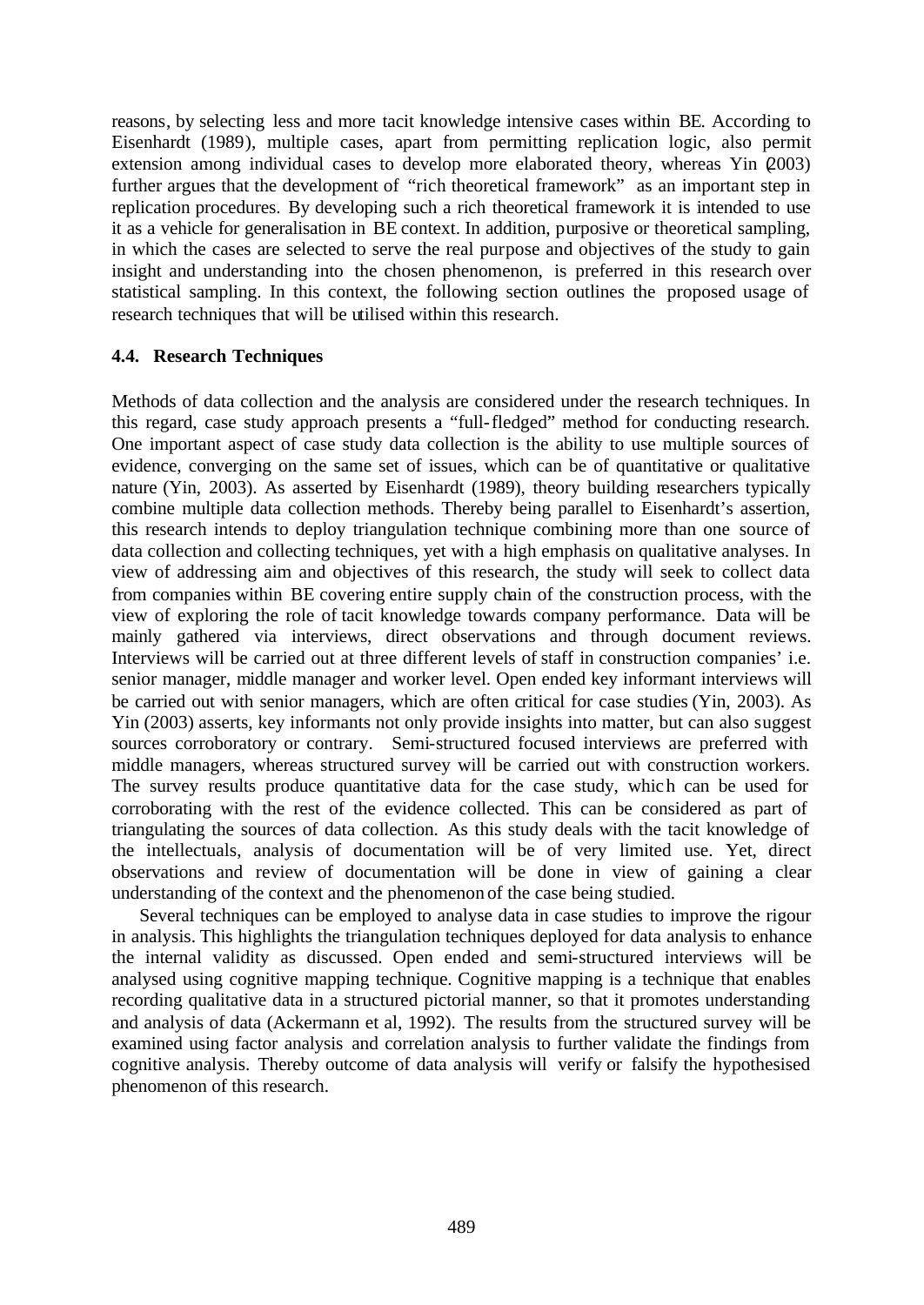reasons, by selecting less and more tacit knowledge intensive cases within BE. According to Eisenhardt (1989), multiple cases, apart from permitting replication logic, also permit extension among individual cases to develop more elaborated theory, whereas Yin (2003) further argues that the development of "rich theoretical framework" as an important step in replication procedures. By developing such a rich theoretical framework it is intended to use it as a vehicle for generalisation in BE context. In addition, purposive or theoretical sampling, in which the cases are selected to serve the real purpose and objectives of the study to gain insight and understanding into the chosen phenomenon, is preferred in this research over statistical sampling. In this context, the following section outlines the proposed usage of research techniques that will be utilised within this research.

### 4.4. Research Techniques

Methods of data collection and the analysis are considered under the research techniques. In this regard, case study approach presents a "full-fledged" method for conducting research. One important aspect of case study data collection is the ability to use multiple sources of evidence, converging on the same set of issues, which can be of quantitative or qualitative nature (Yin, 2003). As asserted by Eisenhardt (1989), theory building researchers typically combine multiple data collection methods. Thereby being parallel to Eisenhardt's assertion, this research intends to deploy triangulation technique combining more than one source of data collection and collecting techniques, yet with a high emphasis on qualitative analyses. In view of addressing aim and objectives of this research, the study will seek to collect data from companies within BE covering entire supply chain of the construction process, with the view of exploring the role of tacit knowledge towards company performance. Data will be mainly gathered via interviews, direct observations and through document reviews. Interviews will be carried out at three different levels of staff in construction companies' i.e. senior manager, middle manager and worker level. Open ended key informant interviews will be carried out with senior managers, which are often critical for case studies (Yin, 2003). As Yin (2003) asserts, key informants not only provide insights into matter, but can also suggest sources corroboratory or contrary. Semi-structured focused interviews are preferred with middle managers, whereas structured survey will be carried out with construction workers. The survey results produce quantitative data for the case study, which can be used for corroborating with the rest of the evidence collected. This can be considered as part of triangulating the sources of data collection. As this study deals with the tacit knowledge of the intellectuals, analysis of documentation will be of very limited use. Yet, direct observations and review of documentation will be done in view of gaining a clear understanding of the context and the phenomenon of the case being studied.

Several techniques can be employed to analyse data in case studies to improve the rigour in analysis. This highlights the triangulation techniques deployed for data analysis to enhance the internal validity as discussed. Open ended and semi-structured interviews will be analysed using cognitive mapping technique. Cognitive mapping is a technique that enables recording qualitative data in a structured pictorial manner, so that it promotes understanding and analysis of data (Ackermann et al, 1992). The results from the structured survey will be examined using factor analysis and correlation analysis to further validate the findings from cognitive analysis. Thereby outcome of data analysis will verify or falsify the hypothesised phenomenon of this research.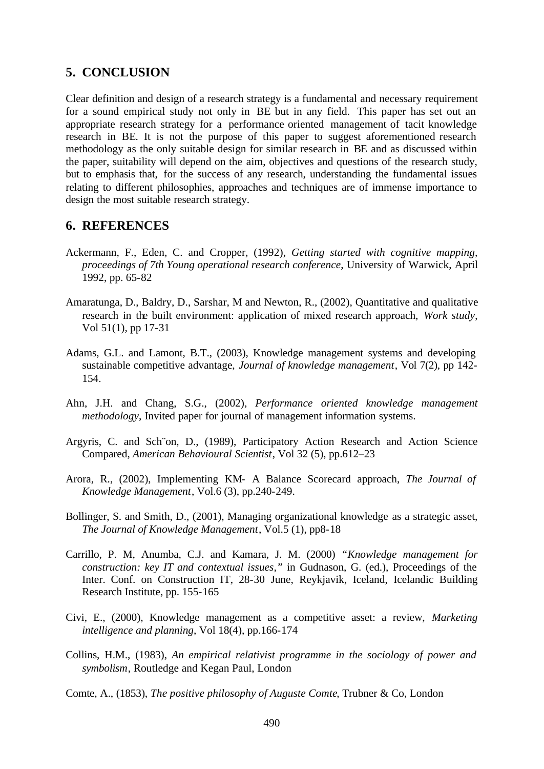## 5. CONCLUSION

Clear definition and design of a research strategy is a fundamental and necessary requirement for a sound empirical study not only in BE but in any field. This paper has set out an appropriate research strategy for a performance oriented management of tacit knowledge research in BE. It is not the purpose of this paper to suggest aforementioned research methodology as the only suitable design for similar research in BE and as discussed within the paper, suitability will depend on the aim, objectives and questions of the research study, but to emphasis that, for the success of any research, understanding the fundamental issues relating to different philosophies, approaches and techniques are of immense importance to design the most suitable research strategy.

## 6. REFERENCES

Ackermann, F., Eden, C. and Cropper, (1992), *Getting started with cognitive mapping, proceedings of 7th Young operational research conference,* University of Warwick, April 1992, pp. 65-82

Amaratunga, D., Baldry, D., Sarshar, M and Newton, R., (2002), Quantitative and qualitative research in the built environment: application of mixed research approach, *Work study*, Vol 51(1), pp 17-31

Adams, G.L. and Lamont, B.T., (2003), Knowledge management systems and developing sustainable competitive advantage, *Journal of knowledge management*, Vol 7(2), pp 142-154.

Ahn, J.H. and Chang, S.G., (2002), *Performance oriented knowledge management methodology*, Invited paper for journal of management information systems.

Argyris, C. and Sch¨on, D., (1989), Participatory Action Research and Action Science Compared, *American Behavioural Scientist*, Vol 32 (5), pp.612–23

Arora, R., (2002), Implementing KM- A Balance Scorecard approach, *The Journal of Knowledge Management*, Vol.6 (3), pp.240-249.

Bollinger, S. and Smith, D., (2001), Managing organizational knowledge as a strategic asset, *The Journal of Knowledge Management*, Vol.5 (1), pp8-18

Carrillo, P. M, Anumba, C.J. and Kamara, J. M. (2000) *"Knowledge management for construction: key IT and contextual issues,"* in Gudnason, G. (ed.), Proceedings of the Inter. Conf. on Construction IT, 28-30 June, Reykjavik, Iceland, Icelandic Building Research Institute, pp. 155-165

Civi, E., (2000), Knowledge management as a competitive asset: a review, *Marketing intelligence and planning*, Vol 18(4), pp.166-174

Collins, H.M., (1983), *An empirical relativist programme in the sociology of power and symbolism*, Routledge and Kegan Paul, London

Comte, A., (1853), *The positive philosophy of Auguste Comte*, Trubner & Co, London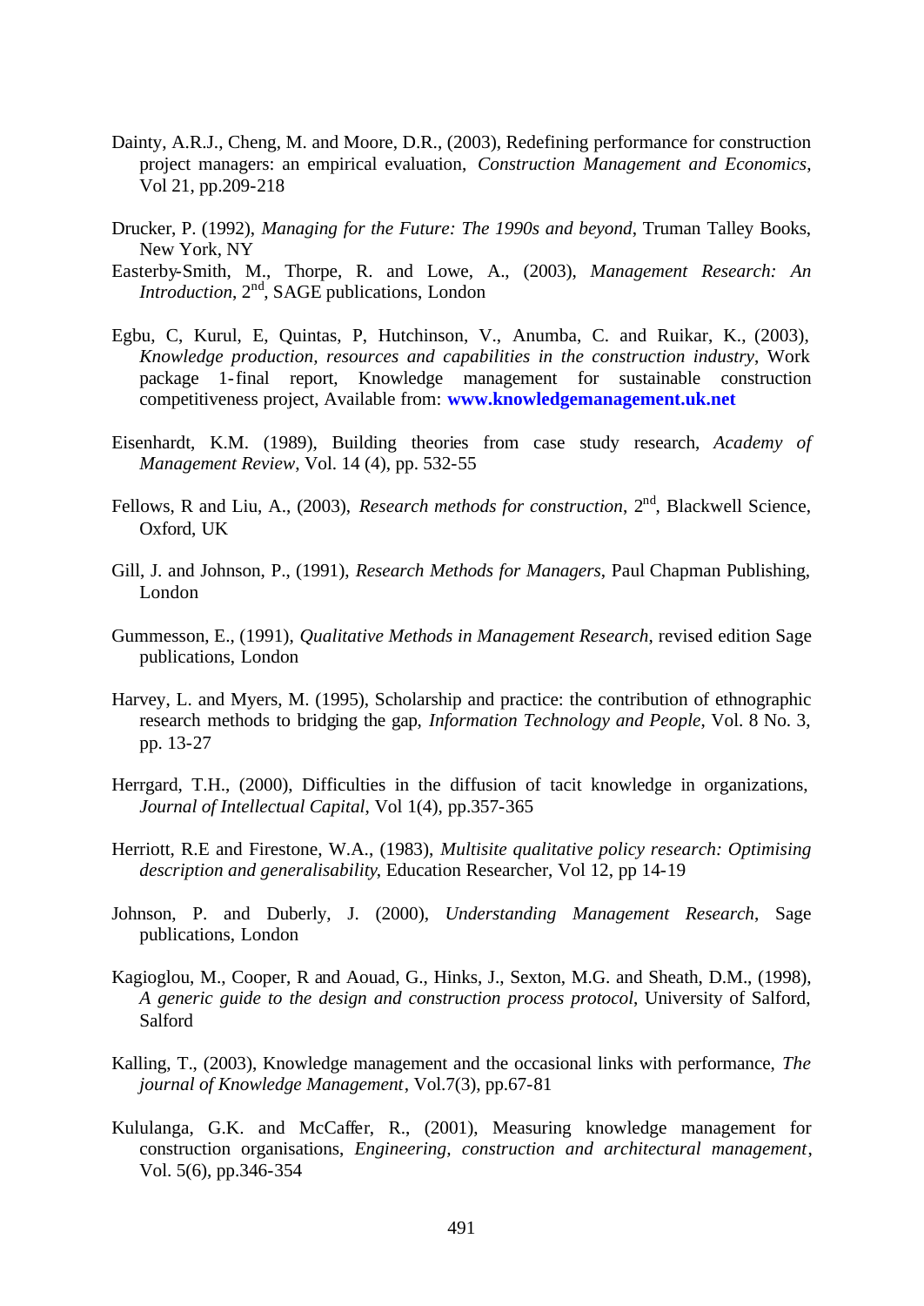Dainty, A.R.J., Cheng, M. and Moore, D.R., (2003), Redefining performance for construction project managers: an empirical evaluation, *Construction Management and Economics*, Vol 21, pp.209-218

Drucker, P. (1992), *Managing for the Future: The 1990s and beyond*, Truman Talley Books, New York, NY

Easterby-Smith, M., Thorpe, R. and Lowe, A., (2003), *Management Research: An Introduction*, 2nd, SAGE publications, London

Egbu, C, Kurul, E, Quintas, P, Hutchinson, V., Anumba, C. and Ruikar, K., (2003), *Knowledge production, resources and capabilities in the construction industry*, Work package 1-final report, Knowledge management for sustainable construction competitiveness project, Available from: **www.knowledgemanagement.uk.net**

Eisenhardt, K.M. (1989), Building theories from case study research, *Academy of Management Review*, Vol. 14 (4), pp. 532-55

Fellows, R and Liu, A., (2003), *Research methods for construction*, 2nd, Blackwell Science, Oxford, UK

Gill, J. and Johnson, P., (1991), *Research Methods for Managers*, Paul Chapman Publishing, London

Gummesson, E., (1991), *Qualitative Methods in Management Research*, revised edition Sage publications, London

Harvey, L. and Myers, M. (1995), Scholarship and practice: the contribution of ethnographic research methods to bridging the gap, *Information Technology and People*, Vol. 8 No. 3, pp. 13-27

Herrgard, T.H., (2000), Difficulties in the diffusion of tacit knowledge in organizations, *Journal of Intellectual Capital*, Vol 1(4), pp.357-365

Herriott, R.E and Firestone, W.A., (1983), *Multisite qualitative policy research: Optimising description and generalisability*, Education Researcher, Vol 12, pp 14-19

Johnson, P. and Duberly, J. (2000), *Understanding Management Research*, Sage publications, London

Kagioglou, M., Cooper, R and Aouad, G., Hinks, J., Sexton, M.G. and Sheath, D.M., (1998), *A generic guide to the design and construction process protocol*, University of Salford, Salford

Kalling, T., (2003), Knowledge management and the occasional links with performance, *The journal of Knowledge Management*, Vol.7(3), pp.67-81

Kululanga, G.K. and McCaffer, R., (2001), Measuring knowledge management for construction organisations, *Engineering, construction and architectural management*, Vol. 5(6), pp.346-354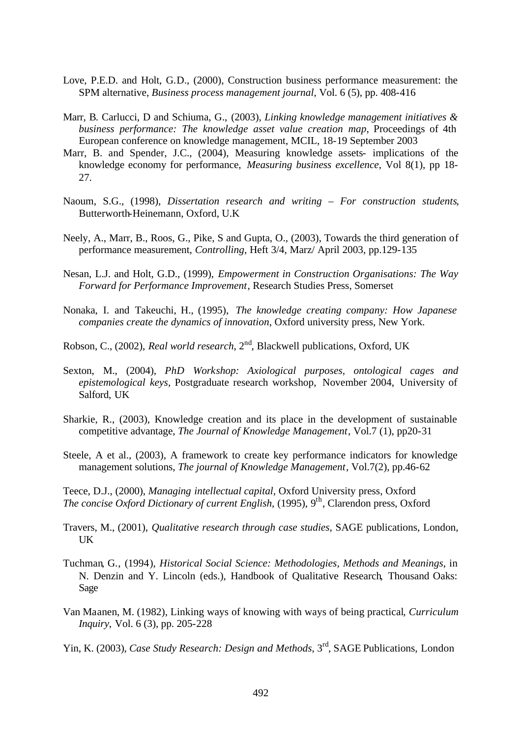Love, P.E.D. and Holt, G.D., (2000), Construction business performance measurement: the SPM alternative, *Business process management journal*, Vol. 6 (5), pp. 408-416

Marr, B. Carlucci, D and Schiuma, G., (2003), *Linking knowledge management initiatives & business performance: The knowledge asset value creation map*, Proceedings of 4th European conference on knowledge management, MCIL, 18-19 September 2003

Marr, B. and Spender, J.C., (2004), Measuring knowledge assets- implications of the knowledge economy for performance, *Measuring business excellence*, Vol 8(1), pp 18-27.

Naoum, S.G., (1998), *Dissertation research and writing – For construction students*, Butterworth-Heinemann, Oxford, U.K

Neely, A., Marr, B., Roos, G., Pike, S and Gupta, O., (2003), Towards the third generation of performance measurement, *Controlling*, Heft 3/4, Marz/ April 2003, pp.129-135

Nesan, L.J. and Holt, G.D., (1999), *Empowerment in Construction Organisations: The Way Forward for Performance Improvement*, Research Studies Press, Somerset

Nonaka, I. and Takeuchi, H., (1995), *The knowledge creating company: How Japanese companies create the dynamics of innovation*, Oxford university press, New York.

Robson, C., (2002), *Real world research*, 2nd, Blackwell publications, Oxford, UK

Sexton, M., (2004), *PhD Workshop: Axiological purposes, ontological cages and epistemological keys*, Postgraduate research workshop, November 2004, University of Salford, UK

Sharkie, R., (2003), Knowledge creation and its place in the development of sustainable competitive advantage, *The Journal of Knowledge Management*, Vol.7 (1), pp20-31

Steele, A et al., (2003), A framework to create key performance indicators for knowledge management solutions, *The journal of Knowledge Management*, Vol.7(2), pp.46-62

Teece, D.J., (2000), *Managing intellectual capital*, Oxford University press, Oxford

*The concise Oxford Dictionary of current English*, (1995), 9th, Clarendon press, Oxford

Travers, M., (2001), *Qualitative research through case studies*, SAGE publications, London, UK

Tuchman, G., (1994), *Historical Social Science: Methodologies, Methods and Meanings*, in N. Denzin and Y. Lincoln (eds.), Handbook of Qualitative Research, Thousand Oaks: Sage

Van Maanen, M. (1982), Linking ways of knowing with ways of being practical, *Curriculum Inquiry*, Vol. 6 (3), pp. 205-228

Yin, K. (2003), *Case Study Research: Design and Methods*, 3rd, SAGE Publications, London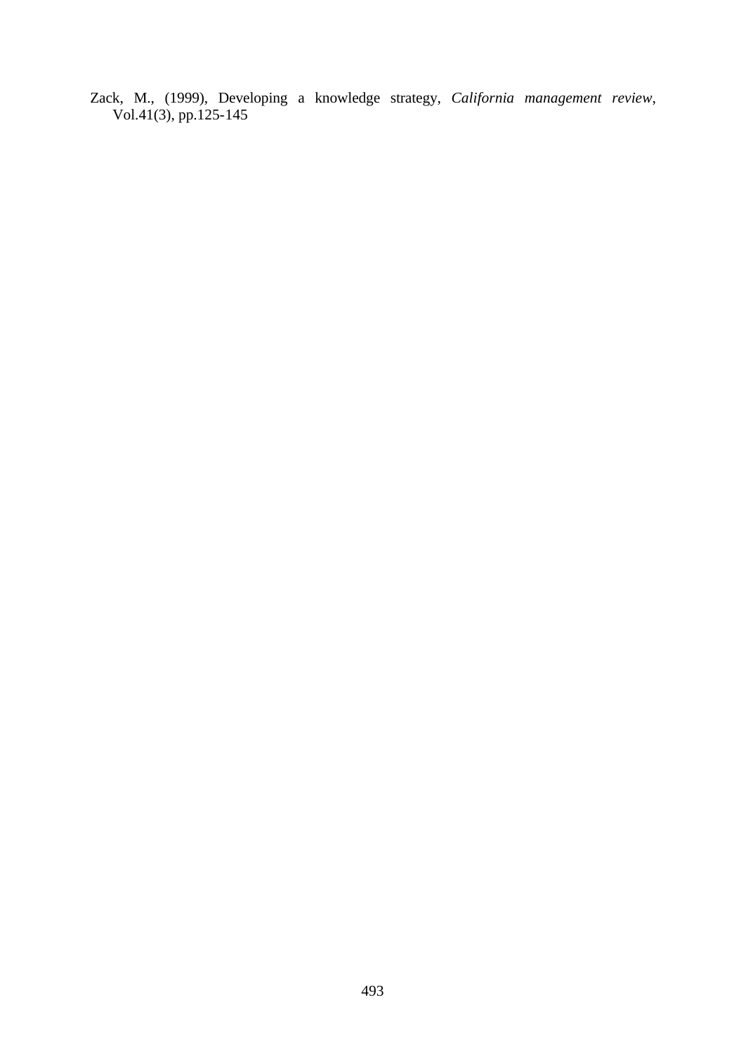Zack, M., (1999), Developing a knowledge strategy, *California management review*, Vol.41(3), pp.125-145